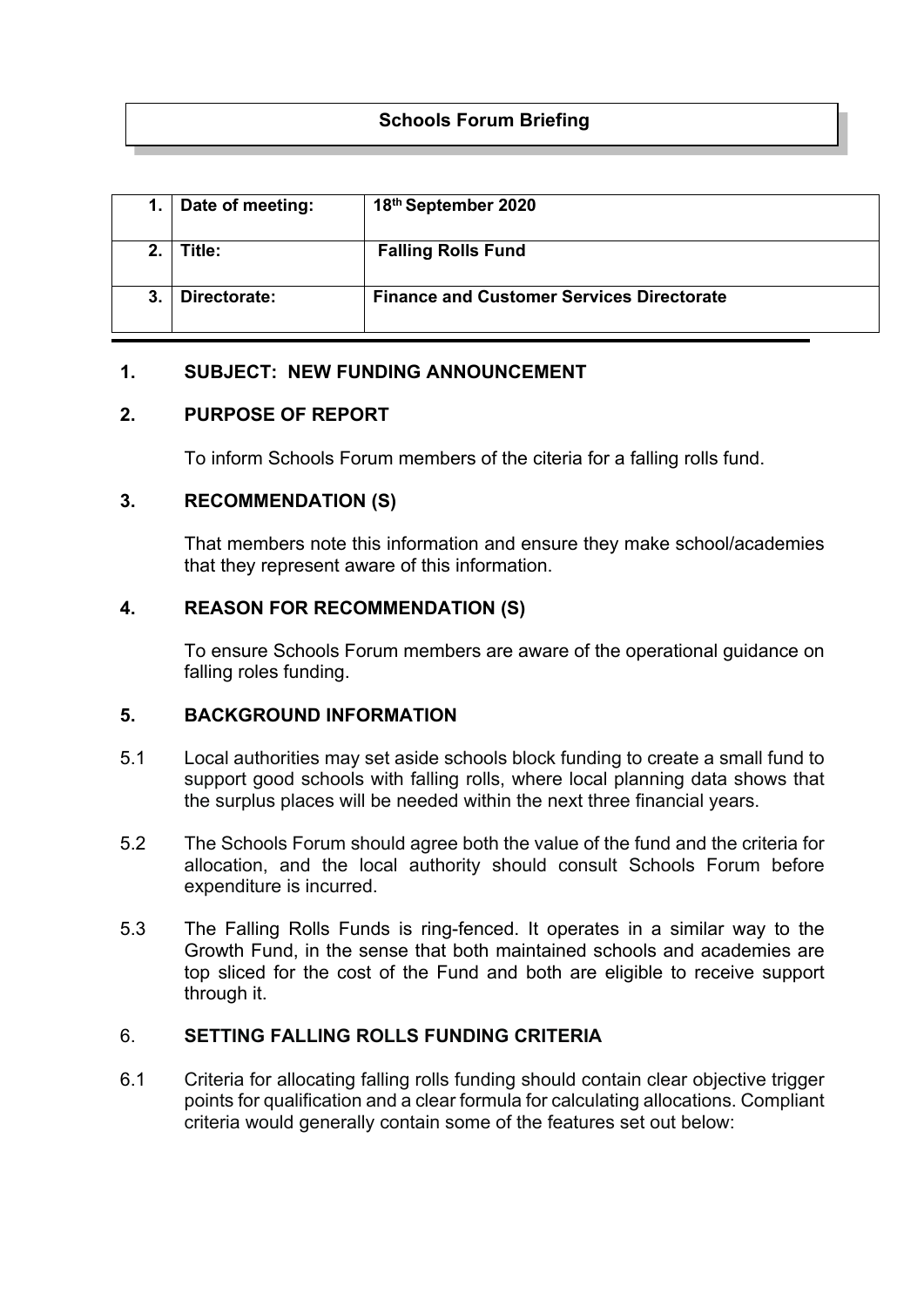**Schools Forum Briefing**

| | | |
|---|---|---|
| 1. | Date of meeting: | 18th September 2020 |
| 2. | Title: | Falling Rolls Fund |
| 3. | Directorate: | Finance and Customer Services Directorate |

## 1. SUBJECT: NEW FUNDING ANNOUNCEMENT

## 2. PURPOSE OF REPORT

To inform Schools Forum members of the citeria for a falling rolls fund.

## 3. RECOMMENDATION (S)

That members note this information and ensure they make school/academies that they represent aware of this information.

## 4. REASON FOR RECOMMENDATION (S)

To ensure Schools Forum members are aware of the operational guidance on falling roles funding.

## 5. BACKGROUND INFORMATION

5.1 Local authorities may set aside schools block funding to create a small fund to support good schools with falling rolls, where local planning data shows that the surplus places will be needed within the next three financial years.

5.2 The Schools Forum should agree both the value of the fund and the criteria for allocation, and the local authority should consult Schools Forum before expenditure is incurred.

5.3 The Falling Rolls Funds is ring-fenced. It operates in a similar way to the Growth Fund, in the sense that both maintained schools and academies are top sliced for the cost of the Fund and both are eligible to receive support through it.

## 6. SETTING FALLING ROLLS FUNDING CRITERIA

6.1 Criteria for allocating falling rolls funding should contain clear objective trigger points for qualification and a clear formula for calculating allocations. Compliant criteria would generally contain some of the features set out below: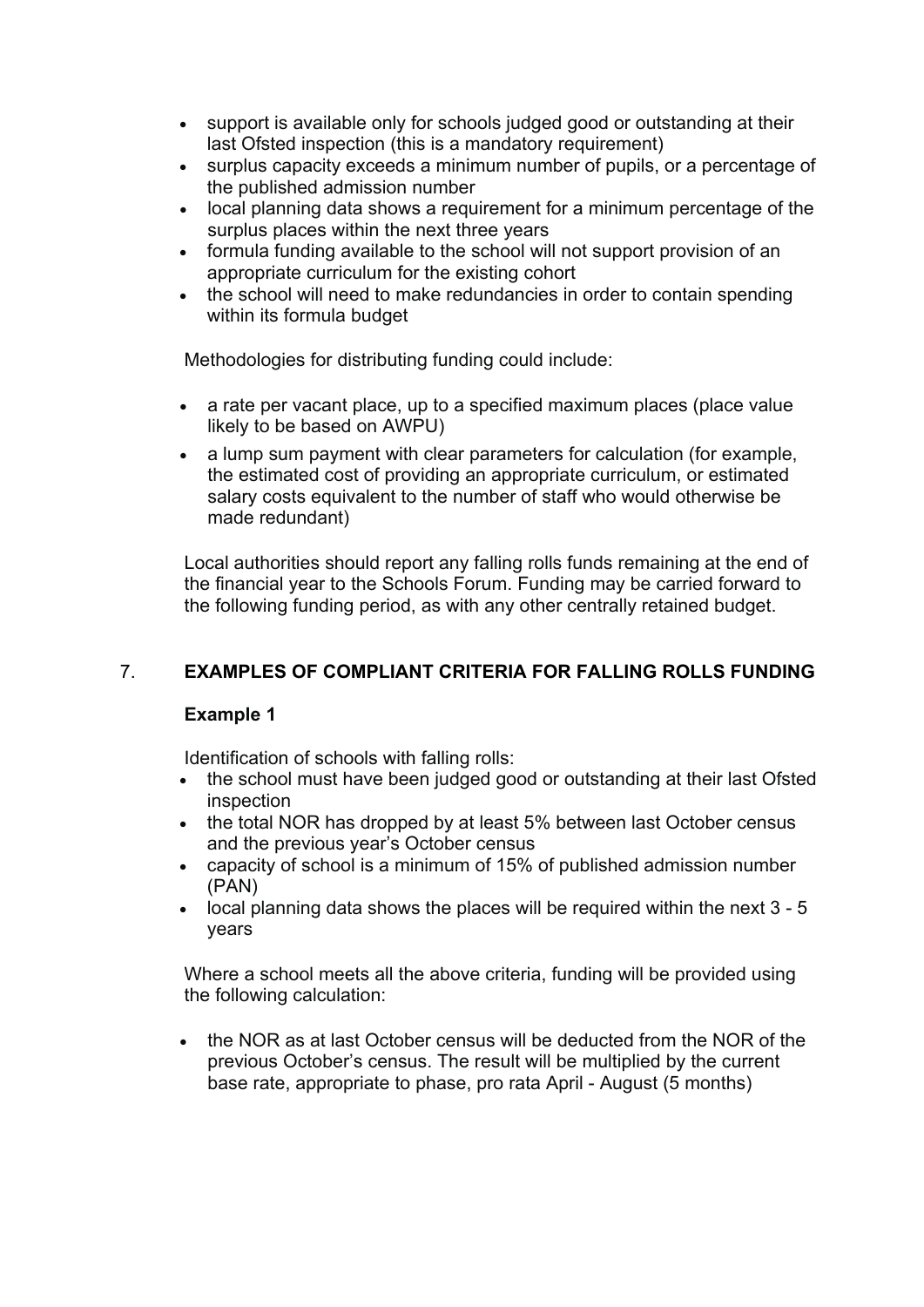- support is available only for schools judged good or outstanding at their last Ofsted inspection (this is a mandatory requirement)
- surplus capacity exceeds a minimum number of pupils, or a percentage of the published admission number
- local planning data shows a requirement for a minimum percentage of the surplus places within the next three years
- formula funding available to the school will not support provision of an appropriate curriculum for the existing cohort
- the school will need to make redundancies in order to contain spending within its formula budget

Methodologies for distributing funding could include:

- a rate per vacant place, up to a specified maximum places (place value likely to be based on AWPU)
- a lump sum payment with clear parameters for calculation (for example, the estimated cost of providing an appropriate curriculum, or estimated salary costs equivalent to the number of staff who would otherwise be made redundant)

Local authorities should report any falling rolls funds remaining at the end of the financial year to the Schools Forum. Funding may be carried forward to the following funding period, as with any other centrally retained budget.

## 7. EXAMPLES OF COMPLIANT CRITERIA FOR FALLING ROLLS FUNDING

### Example 1

Identification of schools with falling rolls:

- the school must have been judged good or outstanding at their last Ofsted inspection
- the total NOR has dropped by at least 5% between last October census and the previous year's October census
- capacity of school is a minimum of 15% of published admission number (PAN)
- local planning data shows the places will be required within the next 3 - 5 years

Where a school meets all the above criteria, funding will be provided using the following calculation:

- the NOR as at last October census will be deducted from the NOR of the previous October's census. The result will be multiplied by the current base rate, appropriate to phase, pro rata April - August (5 months)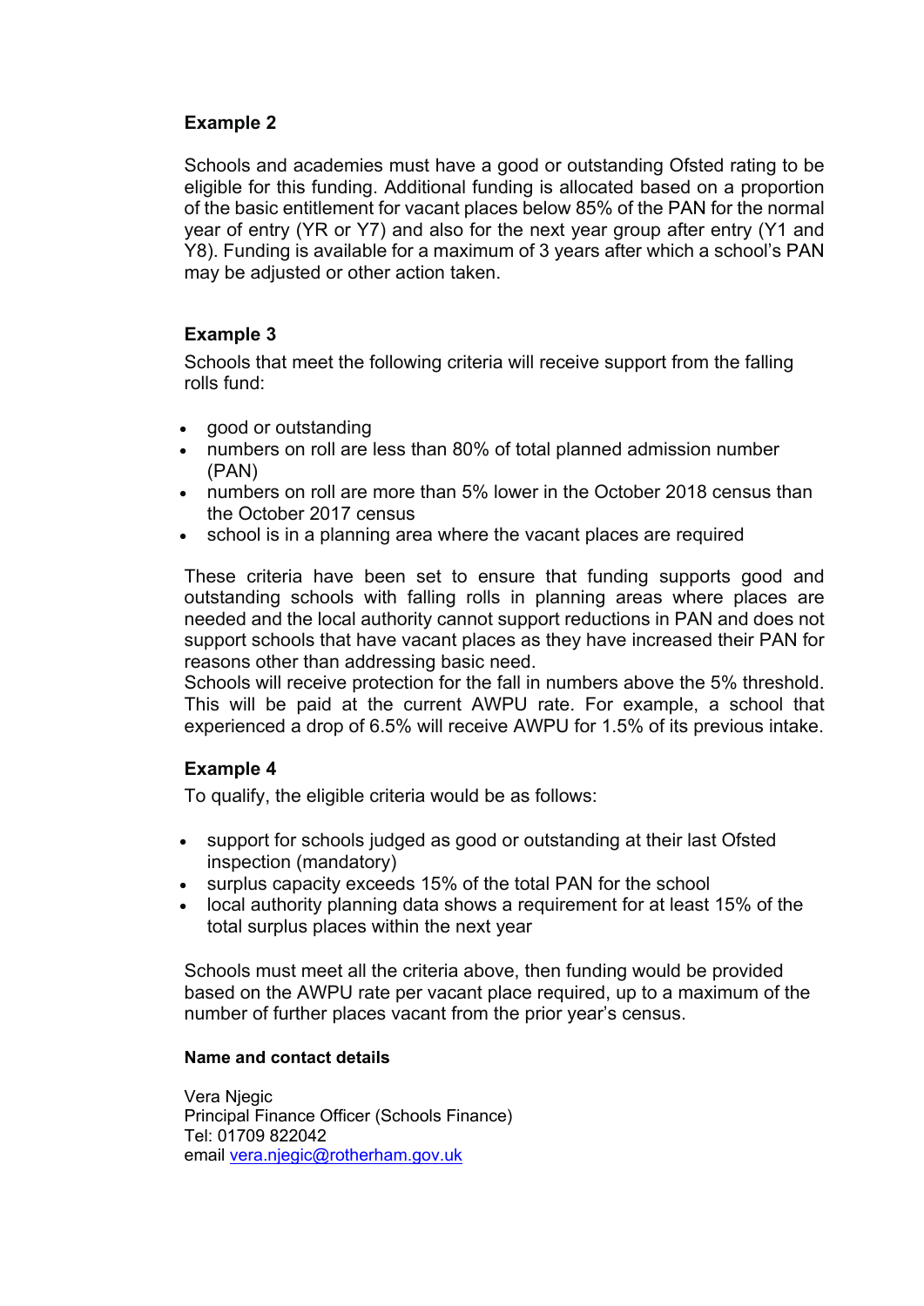### Example 2

Schools and academies must have a good or outstanding Ofsted rating to be eligible for this funding. Additional funding is allocated based on a proportion of the basic entitlement for vacant places below 85% of the PAN for the normal year of entry (YR or Y7) and also for the next year group after entry (Y1 and Y8). Funding is available for a maximum of 3 years after which a school's PAN may be adjusted or other action taken.

### Example 3

Schools that meet the following criteria will receive support from the falling rolls fund:

- good or outstanding
- numbers on roll are less than 80% of total planned admission number (PAN)
- numbers on roll are more than 5% lower in the October 2018 census than the October 2017 census
- school is in a planning area where the vacant places are required

These criteria have been set to ensure that funding supports good and outstanding schools with falling rolls in planning areas where places are needed and the local authority cannot support reductions in PAN and does not support schools that have vacant places as they have increased their PAN for reasons other than addressing basic need.
Schools will receive protection for the fall in numbers above the 5% threshold. This will be paid at the current AWPU rate. For example, a school that experienced a drop of 6.5% will receive AWPU for 1.5% of its previous intake.

### Example 4

To qualify, the eligible criteria would be as follows:

- support for schools judged as good or outstanding at their last Ofsted inspection (mandatory)
- surplus capacity exceeds 15% of the total PAN for the school
- local authority planning data shows a requirement for at least 15% of the total surplus places within the next year

Schools must meet all the criteria above, then funding would be provided based on the AWPU rate per vacant place required, up to a maximum of the number of further places vacant from the prior year's census.

**Name and contact details**

Vera Njegic
Principal Finance Officer (Schools Finance)
Tel: 01709 822042
email vera.njegic@rotherham.gov.uk